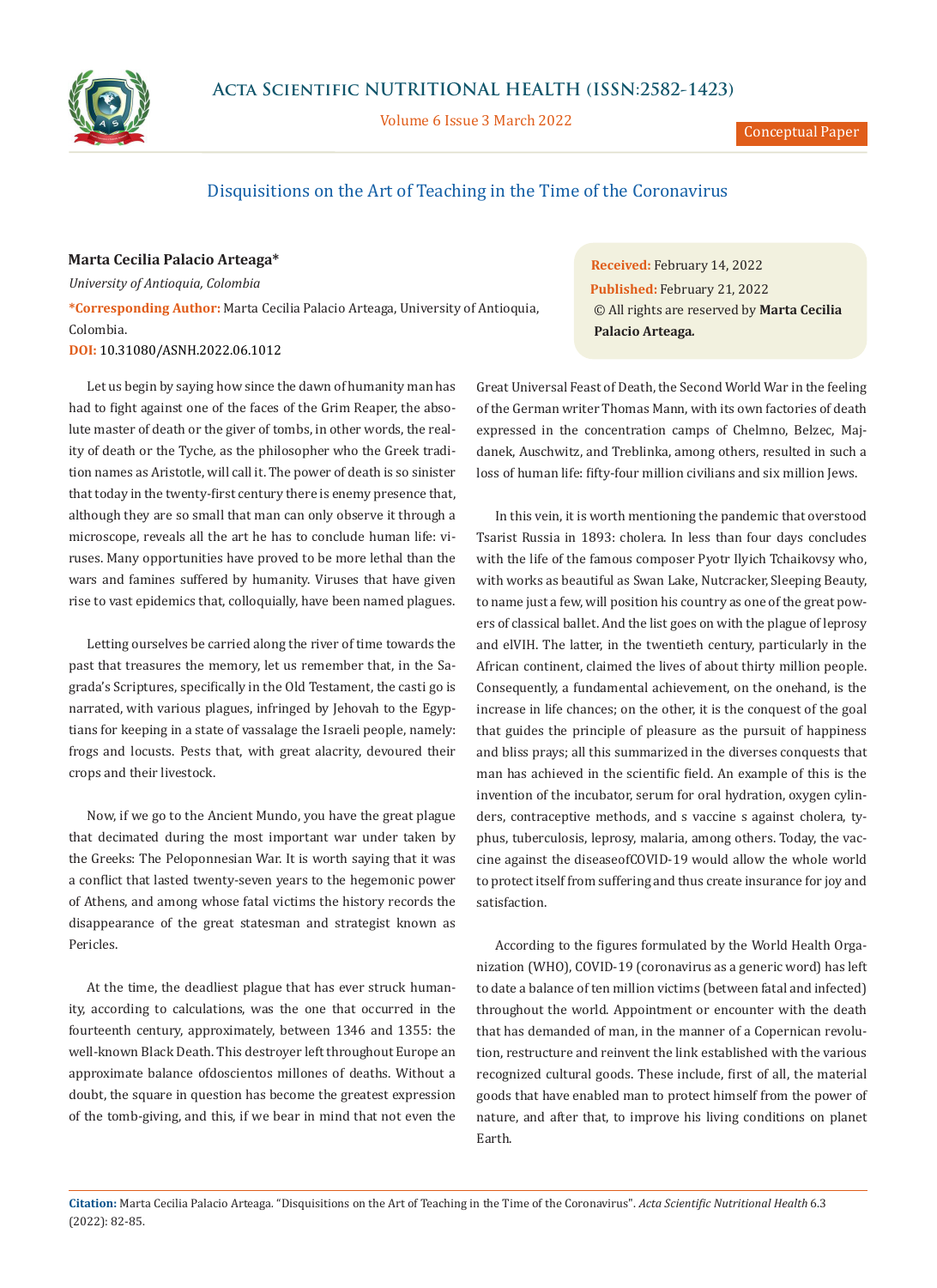# Disquisitions on the Art of Teaching in the Time of the Coronavirus

**Marta Cecilia Palacio Arteaga***

*University of Antioquia, Colombia*

***Corresponding Author:** Marta Cecilia Palacio Arteaga, University of Antioquia, Colombia.

**DOI:** 10.31080/ASNH.2022.06.1012

**Received:** February 14, 2022
**Published:** February 21, 2022
© All rights are reserved by **Marta Cecilia Palacio Arteaga.**

Let us begin by saying how since the dawn of humanity man has had to fight against one of the faces of the Grim Reaper, the absolute master of death or the giver of tombs, in other words, the reality of death or the Tyche, as the philosopher who the Greek tradition names as Aristotle, will call it. The power of death is so sinister that today in the twenty-first century there is enemy presence that, although they are so small that man can only observe it through a microscope, reveals all the art he has to conclude human life: viruses. Many opportunities have proved to be more lethal than the wars and famines suffered by humanity. Viruses that have given rise to vast epidemics that, colloquially, have been named plagues.

Letting ourselves be carried along the river of time towards the past that treasures the memory, let us remember that, in the Sagrada's Scriptures, specifically in the Old Testament, the casti go is narrated, with various plagues, infringed by Jehovah to the Egyptians for keeping in a state of vassalage the Israeli people, namely: frogs and locusts. Pests that, with great alacrity, devoured their crops and their livestock.

Now, if we go to the Ancient Mundo, you have the great plague that decimated during the most important war under taken by the Greeks: The Peloponnesian War. It is worth saying that it was a conflict that lasted twenty-seven years to the hegemonic power of Athens, and among whose fatal victims the history records the disappearance of the great statesman and strategist known as Pericles.

At the time, the deadliest plague that has ever struck humanity, according to calculations, was the one that occurred in the fourteenth century, approximately, between 1346 and 1355: the well-known Black Death. This destroyer left throughout Europe an approximate balance ofdoscientos millones of deaths. Without a doubt, the square in question has become the greatest expression of the tomb-giving, and this, if we bear in mind that not even the Great Universal Feast of Death, the Second World War in the feeling of the German writer Thomas Mann, with its own factories of death expressed in the concentration camps of Chelmno, Belzec, Majdanek, Auschwitz, and Treblinka, among others, resulted in such a loss of human life: fifty-four million civilians and six million Jews.

In this vein, it is worth mentioning the pandemic that overstood Tsarist Russia in 1893: cholera. In less than four days concludes with the life of the famous composer Pyotr Ilyich Tchaikovsy who, with works as beautiful as Swan Lake, Nutcracker, Sleeping Beauty, to name just a few, will position his country as one of the great powers of classical ballet. And the list goes on with the plague of leprosy and elVIH. The latter, in the twentieth century, particularly in the African continent, claimed the lives of about thirty million people. Consequently, a fundamental achievement, on the onehand, is the increase in life chances; on the other, it is the conquest of the goal that guides the principle of pleasure as the pursuit of happiness and bliss prays; all this summarized in the diverses conquests that man has achieved in the scientific field. An example of this is the invention of the incubator, serum for oral hydration, oxygen cylinders, contraceptive methods, and s vaccine s against cholera, typhus, tuberculosis, leprosy, malaria, among others. Today, the vaccine against the diseaseofCOVID-19 would allow the whole world to protect itself from suffering and thus create insurance for joy and satisfaction.

According to the figures formulated by the World Health Organization (WHO), COVID-19 (coronavirus as a generic word) has left to date a balance of ten million victims (between fatal and infected) throughout the world. Appointment or encounter with the death that has demanded of man, in the manner of a Copernican revolution, restructure and reinvent the link established with the various recognized cultural goods. These include, first of all, the material goods that have enabled man to protect himself from the power of nature, and after that, to improve his living conditions on planet Earth.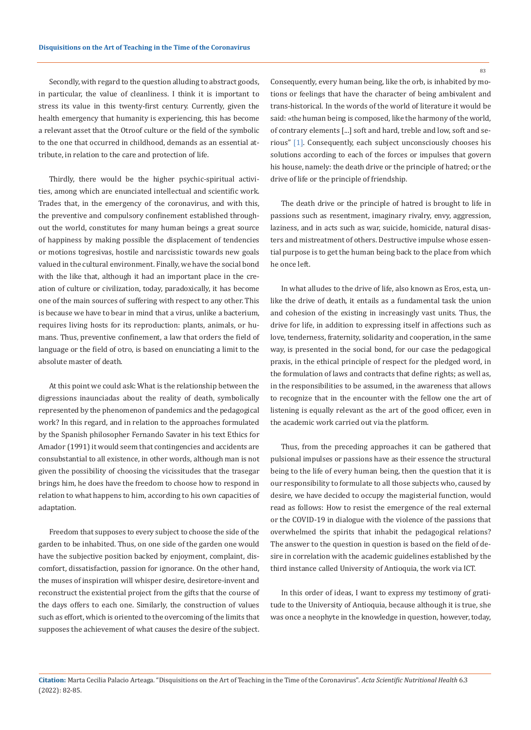Secondly, with regard to the question alluding to abstract goods, in particular, the value of cleanliness. I think it is important to stress its value in this twenty-first century. Currently, given the health emergency that humanity is experiencing, this has become a relevant asset that the Otroof culture or the field of the symbolic to the one that occurred in childhood, demands as an essential attribute, in relation to the care and protection of life.

Thirdly, there would be the higher psychic-spiritual activities, among which are enunciated intellectual and scientific work. Trades that, in the emergency of the coronavirus, and with this, the preventive and compulsory confinement established throughout the world, constitutes for many human beings a great source of happiness by making possible the displacement of tendencies or motions togresivas, hostile and narcissistic towards new goals valued in the cultural environment. Finally, we have the social bond with the like that, although it had an important place in the creation of culture or civilization, today, paradoxically, it has become one of the main sources of suffering with respect to any other. This is because we have to bear in mind that a virus, unlike a bacterium, requires living hosts for its reproduction: plants, animals, or humans. Thus, preventive confinement, a law that orders the field of language or the field of otro, is based on enunciating a limit to the absolute master of death.

At this point we could ask: What is the relationship between the digressions inaunciadas about the reality of death, symbolically represented by the phenomenon of pandemics and the pedagogical work? In this regard, and in relation to the approaches formulated by the Spanish philosopher Fernando Savater in his text Ethics for Amador (1991) it would seem that contingencies and accidents are consubstantial to all existence, in other words, although man is not given the possibility of choosing the vicissitudes that the trasegar brings him, he does have the freedom to choose how to respond in relation to what happens to him, according to his own capacities of adaptation.

Freedom that supposes to every subject to choose the side of the garden to be inhabited. Thus, on one side of the garden one would have the subjective position backed by enjoyment, complaint, discomfort, dissatisfaction, passion for ignorance. On the other hand, the muses of inspiration will whisper desire, desiretore-invent and reconstruct the existential project from the gifts that the course of the days offers to each one. Similarly, the construction of values such as effort, which is oriented to the overcoming of the limits that supposes the achievement of what causes the desire of the subject. Consequently, every human being, like the orb, is inhabited by motions or feelings that have the character of being ambivalent and trans-historical. In the words of the world of literature it would be said: «the human being is composed, like the harmony of the world, of contrary elements [...] soft and hard, treble and low, soft and serious" [1]. Consequently, each subject unconsciously chooses his solutions according to each of the forces or impulses that govern his house, namely: the death drive or the principle of hatred; or the drive of life or the principle of friendship.

The death drive or the principle of hatred is brought to life in passions such as resentment, imaginary rivalry, envy, aggression, laziness, and in acts such as war, suicide, homicide, natural disasters and mistreatment of others. Destructive impulse whose essential purpose is to get the human being back to the place from which he once left.

In what alludes to the drive of life, also known as Eros, esta, unlike the drive of death, it entails as a fundamental task the union and cohesion of the existing in increasingly vast units. Thus, the drive for life, in addition to expressing itself in affections such as love, tenderness, fraternity, solidarity and cooperation, in the same way, is presented in the social bond, for our case the pedagogical praxis, in the ethical principle of respect for the pledged word, in the formulation of laws and contracts that define rights; as well as, in the responsibilities to be assumed, in the awareness that allows to recognize that in the encounter with the fellow one the art of listening is equally relevant as the art of the good officer, even in the academic work carried out via the platform.

Thus, from the preceding approaches it can be gathered that pulsional impulses or passions have as their essence the structural being to the life of every human being, then the question that it is our responsibility to formulate to all those subjects who, caused by desire, we have decided to occupy the magisterial function, would read as follows: How to resist the emergence of the real external or the COVID-19 in dialogue with the violence of the passions that overwhelmed the spirits that inhabit the pedagogical relations? The answer to the question in question is based on the field of desire in correlation with the academic guidelines established by the third instance called University of Antioquia, the work via ICT.

In this order of ideas, I want to express my testimony of gratitude to the University of Antioquia, because although it is true, she was once a neophyte in the knowledge in question, however, today,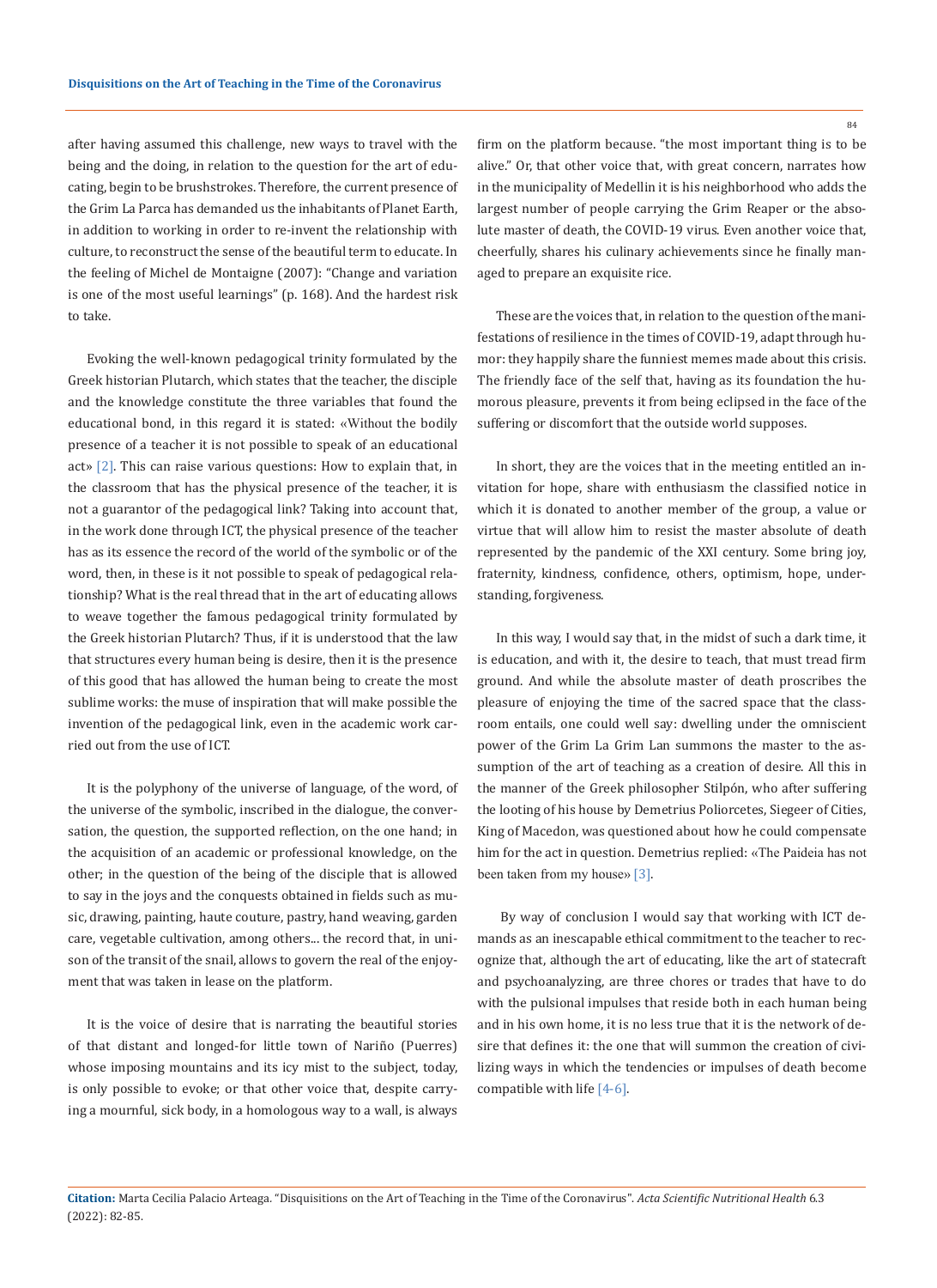after having assumed this challenge, new ways to travel with the being and the doing, in relation to the question for the art of educating, begin to be brushstrokes. Therefore, the current presence of the Grim La Parca has demanded us the inhabitants of Planet Earth, in addition to working in order to re-invent the relationship with culture, to reconstruct the sense of the beautiful term to educate. In the feeling of Michel de Montaigne (2007): "Change and variation is one of the most useful learnings" (p. 168). And the hardest risk to take.

Evoking the well-known pedagogical trinity formulated by the Greek historian Plutarch, which states that the teacher, the disciple and the knowledge constitute the three variables that found the educational bond, in this regard it is stated: «Without the bodily presence of a teacher it is not possible to speak of an educational act» [2]. This can raise various questions: How to explain that, in the classroom that has the physical presence of the teacher, it is not a guarantor of the pedagogical link? Taking into account that, in the work done through ICT, the physical presence of the teacher has as its essence the record of the world of the symbolic or of the word, then, in these is it not possible to speak of pedagogical relationship? What is the real thread that in the art of educating allows to weave together the famous pedagogical trinity formulated by the Greek historian Plutarch? Thus, if it is understood that the law that structures every human being is desire, then it is the presence of this good that has allowed the human being to create the most sublime works: the muse of inspiration that will make possible the invention of the pedagogical link, even in the academic work carried out from the use of ICT.

It is the polyphony of the universe of language, of the word, of the universe of the symbolic, inscribed in the dialogue, the conversation, the question, the supported reflection, on the one hand; in the acquisition of an academic or professional knowledge, on the other; in the question of the being of the disciple that is allowed to say in the joys and the conquests obtained in fields such as music, drawing, painting, haute couture, pastry, hand weaving, garden care, vegetable cultivation, among others... the record that, in unison of the transit of the snail, allows to govern the real of the enjoyment that was taken in lease on the platform.

It is the voice of desire that is narrating the beautiful stories of that distant and longed-for little town of Nariño (Puerres) whose imposing mountains and its icy mist to the subject, today, is only possible to evoke; or that other voice that, despite carrying a mournful, sick body, in a homologous way to a wall, is always firm on the platform because. "the most important thing is to be alive." Or, that other voice that, with great concern, narrates how in the municipality of Medellin it is his neighborhood who adds the largest number of people carrying the Grim Reaper or the absolute master of death, the COVID-19 virus. Even another voice that, cheerfully, shares his culinary achievements since he finally managed to prepare an exquisite rice.

These are the voices that, in relation to the question of the manifestations of resilience in the times of COVID-19, adapt through humor: they happily share the funniest memes made about this crisis. The friendly face of the self that, having as its foundation the humorous pleasure, prevents it from being eclipsed in the face of the suffering or discomfort that the outside world supposes.

In short, they are the voices that in the meeting entitled an invitation for hope, share with enthusiasm the classified notice in which it is donated to another member of the group, a value or virtue that will allow him to resist the master absolute of death represented by the pandemic of the XXI century. Some bring joy, fraternity, kindness, confidence, others, optimism, hope, understanding, forgiveness.

In this way, I would say that, in the midst of such a dark time, it is education, and with it, the desire to teach, that must tread firm ground. And while the absolute master of death proscribes the pleasure of enjoying the time of the sacred space that the classroom entails, one could well say: dwelling under the omniscient power of the Grim La Grim Lan summons the master to the assumption of the art of teaching as a creation of desire. All this in the manner of the Greek philosopher Stilpón, who after suffering the looting of his house by Demetrius Poliorcetes, Siegeer of Cities, King of Macedon, was questioned about how he could compensate him for the act in question. Demetrius replied: «The Paideia has not been taken from my house» [3].

By way of conclusion I would say that working with ICT demands as an inescapable ethical commitment to the teacher to recognize that, although the art of educating, like the art of statecraft and psychoanalyzing, are three chores or trades that have to do with the pulsional impulses that reside both in each human being and in his own home, it is no less true that it is the network of desire that defines it: the one that will summon the creation of civilizing ways in which the tendencies or impulses of death become compatible with life [4-6].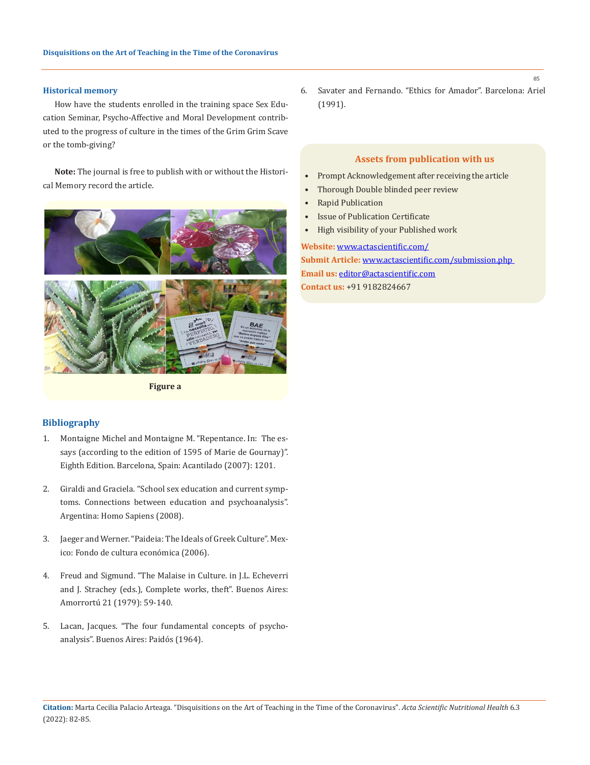## Historical memory

How have the students enrolled in the training space Sex Education Seminar, Psycho-Affective and Moral Development contributed to the progress of culture in the times of the Grim Grim Scave or the tomb-giving?

**Note:** The journal is free to publish with or without the Historical Memory record the article.

**Figure a**

## Bibliography

1. Montaigne Michel and Montaigne M. "Repentance. In: The essays (according to the edition of 1595 of Marie de Gournay)". Eighth Edition. Barcelona, Spain: Acantilado (2007): 1201.

2. Giraldi and Graciela. "School sex education and current symptoms. Connections between education and psychoanalysis". Argentina: Homo Sapiens (2008).

3. Jaeger and Werner. "Paideia: The Ideals of Greek Culture". Mexico: Fondo de cultura económica (2006).

4. Freud and Sigmund. "The Malaise in Culture. in J.L. Echeverri and J. Strachey (eds.), Complete works, theft". Buenos Aires: Amorrortú 21 (1979): 59-140.

5. Lacan, Jacques. "The four fundamental concepts of psychoanalysis". Buenos Aires: Paidós (1964).

6. Savater and Fernando. "Ethics for Amador". Barcelona: Ariel (1991).

### Assets from publication with us

- Prompt Acknowledgement after receiving the article
- Thorough Double blinded peer review
- Rapid Publication
- Issue of Publication Certificate
- High visibility of your Published work

**Website:** www.actascientific.com/
**Submit Article:** www.actascientific.com/submission.php
**Email us:** editor@actascientific.com
**Contact us:** +91 9182824667

**Citation:** Marta Cecilia Palacio Arteaga. "Disquisitions on the Art of Teaching in the Time of the Coronavirus". *Acta Scientific Nutritional Health* 6.3 (2022): 82-85.